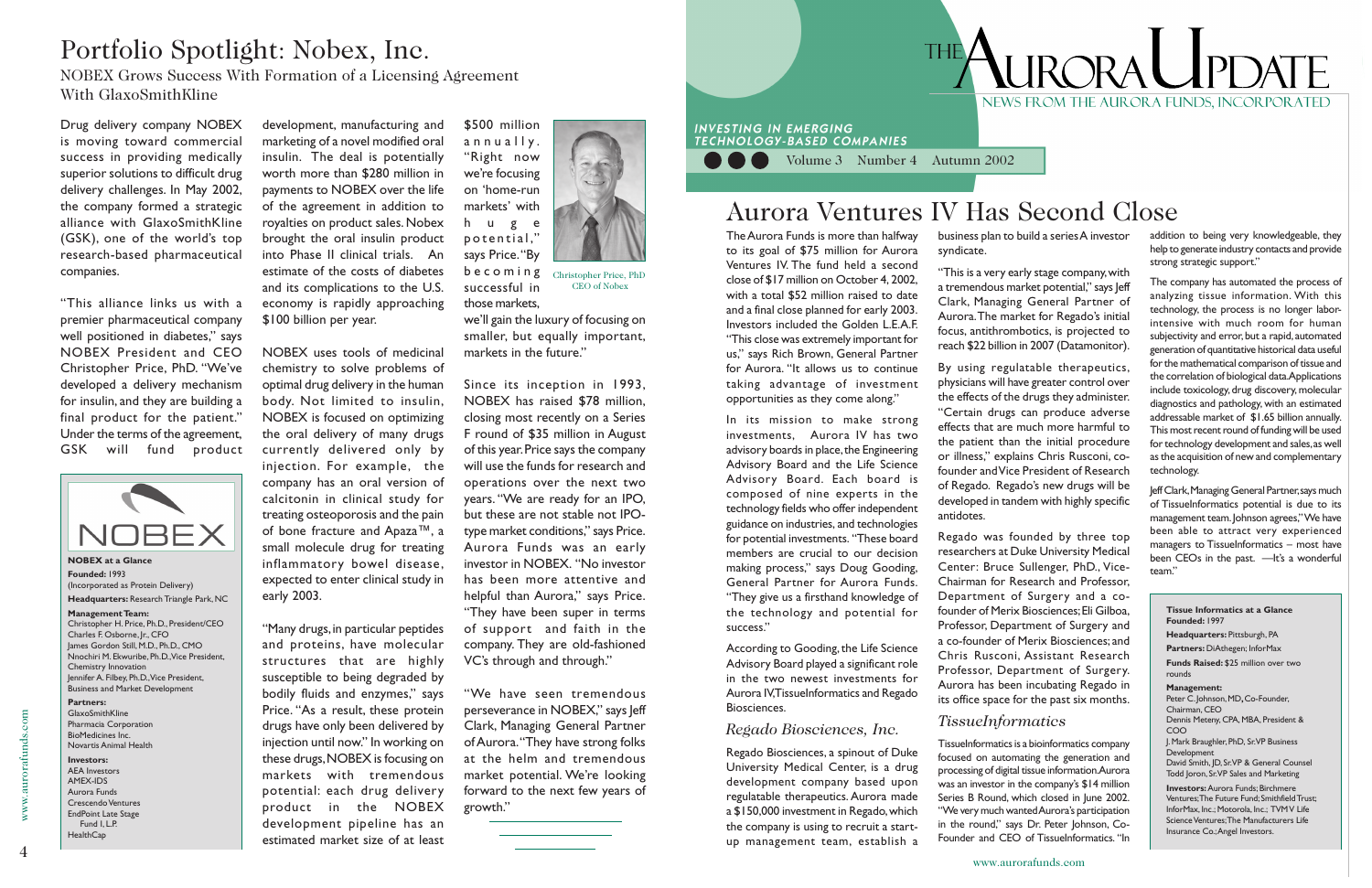# Portfolio Spotlight: Nobex, Inc.

## NOBEX Grows Success With Formation of a Licensing Agreement With GlaxoSmithKline

Drug delivery company NOBEX is moving toward commercial success in providing medically superior solutions to difficult drug delivery challenges. In May 2002, the company formed a strategic alliance with GlaxoSmithKline (GSK), one of the world's top research-based pharmaceutical companies.

"This alliance links us with a premier pharmaceutical company well positioned in diabetes," says NOBEX President and CEO Christopher Price, PhD. "We've developed a delivery mechanism for insulin, and they are building a final product for the patient." Under the terms of the agreement, GSK will fund product development, manufacturing and marketing of a novel modified oral insulin. The deal is potentially worth more than $280 million in payments to NOBEX over the life of the agreement in addition to royalties on product sales. Nobex brought the oral insulin product into Phase II clinical trials. An estimate of the costs of diabetes and its complications to the U.S. economy is rapidly approaching $100 billion per year.

NOBEX uses tools of medicinal chemistry to solve problems of optimal drug delivery in the human body. Not limited to insulin, NOBEX is focused on optimizing the oral delivery of many drugs currently delivered only by injection. For example, the company has an oral version of calcitonin in clinical study for treating osteoporosis and the pain of bone fracture and Apaza™, a small molecule drug for treating inflammatory bowel disease, expected to enter clinical study in early 2003.

"Many drugs, in particular peptides and proteins, have molecular structures that are highly susceptible to being degraded by bodily fluids and enzymes," says Price. "As a result, these protein drugs have only been delivered by injection until now." In working on these drugs, NOBEX is focusing on markets with tremendous potential: each drug delivery product in the NOBEX development pipeline has an estimated market size of at least $500 million annually. "Right now we're focusing on 'home-run markets' with huge potential," says Price. "By becoming successful in those markets, we'll gain the luxury of focusing on smaller, but equally important, markets in the future."

Christopher Price, PhD
CEO of Nobex

Since its inception in 1993, NOBEX has raised $78 million, closing most recently on a Series F round of $35 million in August of this year. Price says the company will use the funds for research and operations over the next two years. "We are ready for an IPO, but these are not stable not IPO-type market conditions," says Price. Aurora Funds was an early investor in NOBEX. "No investor has been more attentive and helpful than Aurora," says Price. "They have been super in terms of support and faith in the company. They are old-fashioned VC's through and through."

"We have seen tremendous perseverance in NOBEX," says Jeff Clark, Managing General Partner of Aurora. "They have strong folks at the helm and tremendous market potential. We're looking forward to the next few years of growth."

NOBEX

**NOBEX at a Glance**

**Founded:** 1993
(Incorporated as Protein Delivery)

**Headquarters:** Research Triangle Park, NC

**Management Team:**
Christopher H. Price, Ph.D., President/CEO
Charles F. Osborne, Jr., CFO
James Gordon Still, M.D., Ph.D., CMO
Nnochiri M. Ekwuribe, Ph.D., Vice President, Chemistry Innovation
Jennifer A. Filbey, Ph.D., Vice President, Business and Market Development

**Partners:**
GlaxoSmithKline
Pharmacia Corporation
BioMedicines Inc.
Novartis Animal Health

**Investors:**
AEA Investors
AMEX-IDS
Aurora Funds
Crescendo Ventures
EndPoint Late Stage Fund I, L.P.
HealthCap

# THE AURORA UPDATE

NEWS FROM THE AURORA FUNDS, INCORPORATED

*INVESTING IN EMERGING TECHNOLOGY-BASED COMPANIES*

Volume 3 Number 4 Autumn 2002

# Aurora Ventures IV Has Second Close

The Aurora Funds is more than halfway to its goal of $75 million for Aurora Ventures IV. The fund held a second close of $17 million on October 4, 2002, with a total $52 million raised to date and a final close planned for early 2003. Investors included the Golden L.E.A.F. "This close was extremely important for us," says Rich Brown, General Partner for Aurora. "It allows us to continue taking advantage of investment opportunities as they come along."

In its mission to make strong investments, Aurora IV has two advisory boards in place, the Engineering Advisory Board and the Life Science Advisory Board. Each board is composed of nine experts in the technology fields who offer independent guidance on industries, and technologies for potential investments. "These board members are crucial to our decision making process," says Doug Gooding, General Partner for Aurora Funds. "They give us a firsthand knowledge of the technology and potential for success."

According to Gooding, the Life Science Advisory Board played a significant role in the two newest investments for Aurora IV, TissueInformatics and Regado Biosciences.

### *Regado Biosciences, Inc.*

Regado Biosciences, a spinout of Duke University Medical Center, is a drug development company based upon regulatable therapeutics. Aurora made a $150,000 investment in Regado, which the company is using to recruit a start-up management team, establish a business plan to build a series A investor syndicate.

"This is a very early stage company, with a tremendous market potential," says Jeff Clark, Managing General Partner of Aurora. The market for Regado's initial focus, antithrombotics, is projected to reach $22 billion in 2007 (Datamonitor).

By using regulatable therapeutics, physicians will have greater control over the effects of the drugs they administer. "Certain drugs can produce adverse effects that are much more harmful to the patient than the initial procedure or illness," explains Chris Rusconi, co-founder and Vice President of Research of Regado. Regado's new drugs will be developed in tandem with highly specific antidotes.

Regado was founded by three top researchers at Duke University Medical Center: Bruce Sullenger, PhD., Vice-Chairman for Research and Professor, Department of Surgery and a co-founder of Merix Biosciences; Eli Gilboa, Professor, Department of Surgery and a co-founder of Merix Biosciences; and Chris Rusconi, Assistant Research Professor, Department of Surgery. Aurora has been incubating Regado in its office space for the past six months.

### *TissueInformatics*

TissueInformatics is a bioinformatics company focused on automating the generation and processing of digital tissue information. Aurora was an investor in the company's $14 million Series B Round, which closed in June 2002. "We very much wanted Aurora's participation in the round," says Dr. Peter Johnson, Co-Founder and CEO of TissueInformatics. "In addition to being very knowledgeable, they help to generate industry contacts and provide strong strategic support."

The company has automated the process of analyzing tissue information. With this technology, the process is no longer labor-intensive with much room for human subjectivity and error, but a rapid, automated generation of quantitative historical data useful for the mathematical comparison of tissue and the correlation of biological data. Applications include toxicology, drug discovery, molecular diagnostics and pathology, with an estimated addressable market of $1.65 billion annually. This most recent round of funding will be used for technology development and sales, as well as the acquisition of new and complementary technology.

Jeff Clark, Managing General Partner, says much of TissueInformatics potential is due to its management team. Johnson agrees, "We have been able to attract very experienced managers to TissueInformatics – most have been CEOs in the past. —It's a wonderful team."

**Tissue Informatics at a Glance**

**Founded:** 1997

**Headquarters:** Pittsburgh, PA

**Partners:** DiAthegen; InforMax

**Funds Raised:** $25 million over two rounds

**Management:**
Peter C. Johnson, MD, Co-Founder, Chairman, CEO
Dennis Meteny, CPA, MBA, President & COO
J. Mark Braughler, PhD, Sr. VP Business Development
David Smith, JD, Sr. VP & General Counsel
Todd Joron, Sr. VP Sales and Marketing

**Investors:** Aurora Funds; Birchmere Ventures; The Future Fund; Smithfield Trust; InforMax, Inc.; Motorola, Inc.; TVM V Life Science Ventures; The Manufacturers Life Insurance Co.; Angel Investors.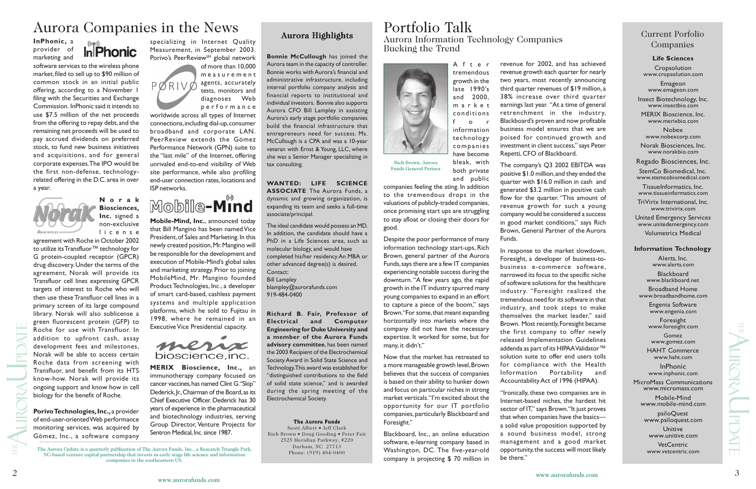# Aurora Companies in the News

**InPhonic,** a provider of marketing and software services to the wireless phone market, filed to sell up to $90 million of common stock in an initial public offering, according to a November 1 filing with the Securities and Exchange Commission. InPhonic said it intends to use $7.5 million of the net proceeds from the offering to repay debt, and the remaining net proceeds will be used to pay accrued dividends on preferred stock, to fund new business initiatives and acquisitions, and for general corporate expenses. The IPO would be the first non-defense, technology-related offering in the D.C. area in over a year.

**Norak Biosciences, Inc.** signed a non-exclusive license agreement with Roche in October 2002 to utilize its Transfluor™ technology for G protein-coupled receptor (GPCR) drug discovery. Under the terms of the agreement, Norak will provide its Transfluor cell lines expressing GPCR targets of interest to Roche who will then use these Transfluor cell lines in a primary screen of its large compound library. Norak will also sublicense a green fluorescent protein (GFP) to Roche for use with Transfluor. In addition to upfront cash, assay development fees and milestones, Norak will be able to access certain Roche data from screening with Transfluor, and benefit from its HTS know-how. Norak will provide its ongoing support and know how in cell biology for the benefit of Roche.

**Porivo Technologies, Inc.,** a provider of end-user-oriented Web performance monitoring services, was acquired by Gómez, Inc., a software company specializing in Internet Quality Measurement, in September 2003. Porivo's PeerReview℠ global network of more than 10,000 measurement agents, accurately tests, monitors and diagnoses Web performance worldwide across all types of Internet connections, including dial-up, consumer broadband and corporate LAN. PeerReview extends the Gómez Performance Network (GPN) suite to the "last mile" of the Internet, offering unrivaled end-to-end visibility of Web site performance, while also profiling end-user connection rates, locations and ISP networks.

**Mobile-Mind, Inc.**, announced today that Bill Mangino has been named Vice President, of Sales and Marketing. In this newly created position, Mr. Mangino will be responsible for the development and execution of Mobile-Mind's global sales and marketing strategy. Prior to joining MobileMind, Mr. Mangino founded Product Technologies, Inc., a developer of smart card-based, cashless payment systems and multiple application platforms, which he sold to Fujitsu in 1998, where he remained in an Executive Vice Presidential capacity.

**MERIX Bioscience, Inc.**, an immunotherapy company focused on cancer vaccines, has named Clint G. "Skip" Dederick, Jr., Chairman of the Board, as its Chief Executive Officer. Dederick has 30 years of experience in the pharmaceutical and biotechnology industries, serving Group Director, Venture Projects for Sentron Medical, Inc. since 1987.

The Aurora Update is a quarterly publication of The Aurora Funds, Inc., a Research Triangle Park, NC-based venture capital partnership that invests in early stage life science and information companies in the southeastern US.

## Aurora Highlights

**Bonnie McCullough** has joined the Aurora team in the capacity of controller. Bonnie works with Aurora's financial and administrative infrastructure, including internal portfolio company analysis and financial reports to institutional and individual investors. Bonnie also supports Aurora CFO Bill Lampley in assisting Aurora's early stage portfolio companies build the financial infrastructure that entrepreneurs need for success. Ms. McCullough is a CPA and was a 10-year veteran with Ernst & Young, LLC, where she was a Senior Manager specializing in tax consulting.

**WANTED: LIFE SCIENCE ASSOCIATE** The Aurora Funds, a dynamic and growing organization, is expanding its team and seeks a full-time associate/principal.

The ideal candidate would possess an MD. In addition, the candidate should have a PhD in a Life Sciences area, such as molecular biology, and would have completed his/her residency. An MBA or other advanced degree(s) is desired.

Contact:
Bill Lampley
blampley@aurorafunds.com
919-484-0400

**Richard B. Fair, Professor of Electrical and Computer Engineering for Duke University and a member of the Aurora Funds advisory committee**, has been named the 2003 Recipient of the Electrochemical Society Award in Solid State Science and Technology. This award was established for "distinguished contributions to the field of solid state science," and is awarded during the spring meeting of the Electrochemical Society.

**The Aurora Funds**
Scott Albert • Jeff Clark
Rich Brown • Doug Gooding • Peter Fair
2525 Meridian Parkway, #220
Durham, NC 27713
Phone: (919) 484-0400

# Portfolio Talk

## Aurora Information Technology Companies Bucking the Trend

Rich Brown, Aurora Funds General Partner

After tremendous growth in the late 1990's and 2000, market conditions for information technology companies have become bleak, with both private and public companies feeling the sting. In addition to the tremendous drops in the valuations of publicly-traded companies, once promising start ups are struggling to stay afloat or closing their doors for good.

Despite the poor performance of many information technology start-ups, Rich Brown, general partner of the Aurora Funds, says there are a few IT companies experiencing notable success during the downturn. "A few years ago, the rapid growth in the IT industry spurred many young companies to expand in an effort to capture a piece of the boom," says Brown. "For some, that meant expanding horizontally into markets where the company did not have the necessary expertise. It worked for some, but for many, it didn't."

Now that the market has retreated to a more manageable growth level, Brown believes that the success of companies is based on their ability to hunker down and focus on particular niches in strong market verticals. "I'm excited about the opportunity for our IT portfolio companies, particularly Blackboard and Foresight."

Blackboard, Inc., an online education software, e-learning company based in Washington, DC. The five-year-old company is projecting $ 70 million in revenue for 2002, and has achieved revenue growth each quarter for nearly two years, most recently announcing third quarter revenues of $19 million, a 38% increase over third quarter earnings last year. "At a time of general retrenchment in the industry, Blackboard's proven and now profitable business model ensures that we are poised for continued growth and investment in client success," says Peter Repetti, CFO of Blackboard.

The company's Q3 2002 EBITDA was positive $1.0 million, and they ended the quarter with $16.0 million in cash and generated $3.2 million in positive cash flow for the quarter. "This amount of revenue growth for such a young company would be considered a success in good market conditions," says Rich Brown, General Partner of the Aurora Funds.

In response to the market slowdown, Foresight, a developer of business-to-business e-commerce software, narrowed its focus to the specific niche of software solutions for the healthcare industry. "Foresight realized the tremendous need for its software in that industry, and took steps to make themselves the market leader," said Brown. Most recently, Foresight became the first company to offer newly released Implementation Guidelines addenda as part of its HIPAA Validator™ solution suite to offer end users tolls for compliance with the Health Information Portability and Accountability Act of 1996 (HIPAA).

"Ironically, these two companies are in Internet-based niches, the hardest hit sector of IT," says Brown. "It just proves that when companies have the basics—a solid value proposition supported by a sound business model, strong management and a good market opportunity, the success will most likely be there."

## Current Porfolio Companies

### Life Sciences

Cropsolution
www.cropsolution.com

Emageon
www.emageon.com

Insect Biotechnology, Inc.
www.insectbio.com

MERIX Bioscience, Inc.
www.merixbio.com

Nobex
www.nobexcorp.com

Norak Biosciences, Inc.
www.norakbio.com

Regado Biosciences, Inc.

StemCo Biomedical, Inc.
www.stemcobiomedical.com

TissueInformatics, Inc.
www.tissueinformatics.com

TriVirix International, Inc.
www.trivirix.com

United Emergency Services
www.unitedemergency.com

Volumetrics Medical

### Information Technology

Alerts, Inc.
www.alerts.com

Blackboard
www.blackboard.net

Broadband Home
www.broadbandhome.com

Engenia Software
www.engenia.com

Foresight
www.foresight.com

Gomez
www.gomez.com

HAHT Commerce
www.haht.com

InPhonic
www.inphonic.com

MicroMass Communications
www.micromass.com

Mobile-Mind
www.mobile-mind.com

psiloQuest
www.psiloquest.com

Unitive
www.unitive.com

VetCentric
www.vetcentric.com